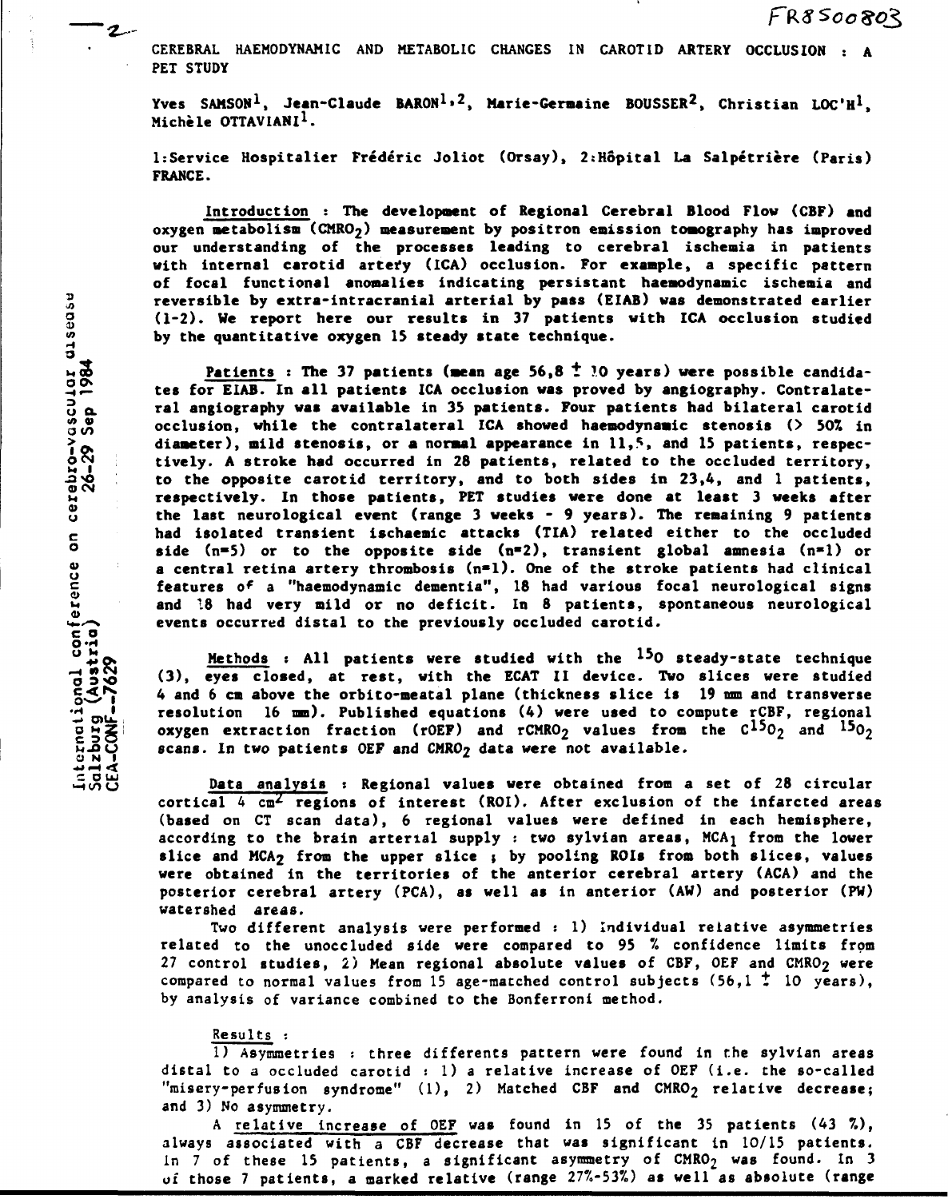# CEREBRAL HAEMODYNAMIC AND METABOLIC CHANGES IN CAROTID ARTERY OCCLUSION : A PET STUDY

Yves SAMSON[1], Jean-Claude BARON[1,2], Marie-Germaine BOUSSER[2], Christian LOC'H[1], Michèle OTTAVIANI[1].

1:Service Hospitalier Frédéric Joliot (Orsay), 2:Hôpital La Salpétrière (Paris) FRANCE.

Introduction : The development of Regional Cerebral Blood Flow (CBF) and oxygen metabolism ($CMRO_2$) measurement by positron emission tomography has improved our understanding of the processes leading to cerebral ischemia in patients with internal carotid artery (ICA) occlusion. For example, a specific pattern of focal functional anomalies indicating persistant haemodynamic ischemia and reversible by extra-intracranial arterial by pass (EIAB) was demonstrated earlier (1-2). We report here our results in 37 patients with ICA occlusion studied by the quantitative oxygen 15 steady state technique.

Patients : The 37 patients (mean age 56,8 ± 10 years) were possible candidates for EIAB. In all patients ICA occlusion was proved by angiography. Contralateral angiography was available in 35 patients. Four patients had bilateral carotid occlusion, while the contralateral ICA showed haemodynamic stenosis (> 50% in diameter), mild stenosis, or a normal appearance in 11,5, and 15 patients, respectively. A stroke had occurred in 28 patients, related to the occluded territory, to the opposite carotid territory, and to both sides in 23,4, and 1 patients, respectively. In those patients, PET studies were done at least 3 weeks after the last neurological event (range 3 weeks - 9 years). The remaining 9 patients had isolated transient ischaemic attacks (TIA) related either to the occluded side (n=5) or to the opposite side (n=2), transient global amnesia (n=1) or a central retina artery thrombosis (n=1). One of the stroke patients had clinical features of a "haemodynamic dementia", 18 had various focal neurological signs and 18 had very mild or no deficit. In 8 patients, spontaneous neurological events occurred distal to the previously occluded carotid.

Methods : All patients were studied with the $^{15}O$ steady-state technique (3), eyes closed, at rest, with the ECAT II device. Two slices were studied 4 and 6 cm above the orbito-meatal plane (thickness slice is 19 mm and transverse resolution 16 mm). Published equations (4) were used to compute rCBF, regional oxygen extraction fraction (rOEF) and $rCMRO_2$ values from the $C^{15}O_2$ and $^{15}O_2$ scans. In two patients OEF and $CMRO_2$ data were not available.

Data analysis : Regional values were obtained from a set of 28 circular cortical 4 $cm^2$ regions of interest (ROI). After exclusion of the infarcted areas (based on CT scan data), 6 regional values were defined in each hemisphere, according to the brain arterial supply : two sylvian areas, $MCA_1$ from the lower slice and $MCA_2$ from the upper slice ; by pooling ROIs from both slices, values were obtained in the territories of the anterior cerebral artery (ACA) and the posterior cerebral artery (PCA), as well as in anterior (AW) and posterior (PW) watershed areas.

Two different analysis were performed : 1) Individual relative asymmetries related to the unoccluded side were compared to 95 % confidence limits from 27 control studies, 2) Mean regional absolute values of CBF, OEF and $CMRO_2$ were compared to normal values from 15 age-matched control subjects (56,1 ± 10 years), by analysis of variance combined to the Bonferroni method.

Results :

1) Asymmetries : three differents pattern were found in the sylvian areas distal to a occluded carotid : 1) a relative increase of OEF (i.e. the so-called "misery-perfusion syndrome" (1), 2) Matched CBF and $CMRO_2$ relative decrease; and 3) No asymmetry.

A relative increase of OEF was found in 15 of the 35 patients (43 %), always associated with a CBF decrease that was significant in 10/15 patients. In 7 of these 15 patients, a significant asymmetry of $CMRO_2$ was found. In 3 of those 7 patients, a marked relative (range 27%-53%) as well as absolute (range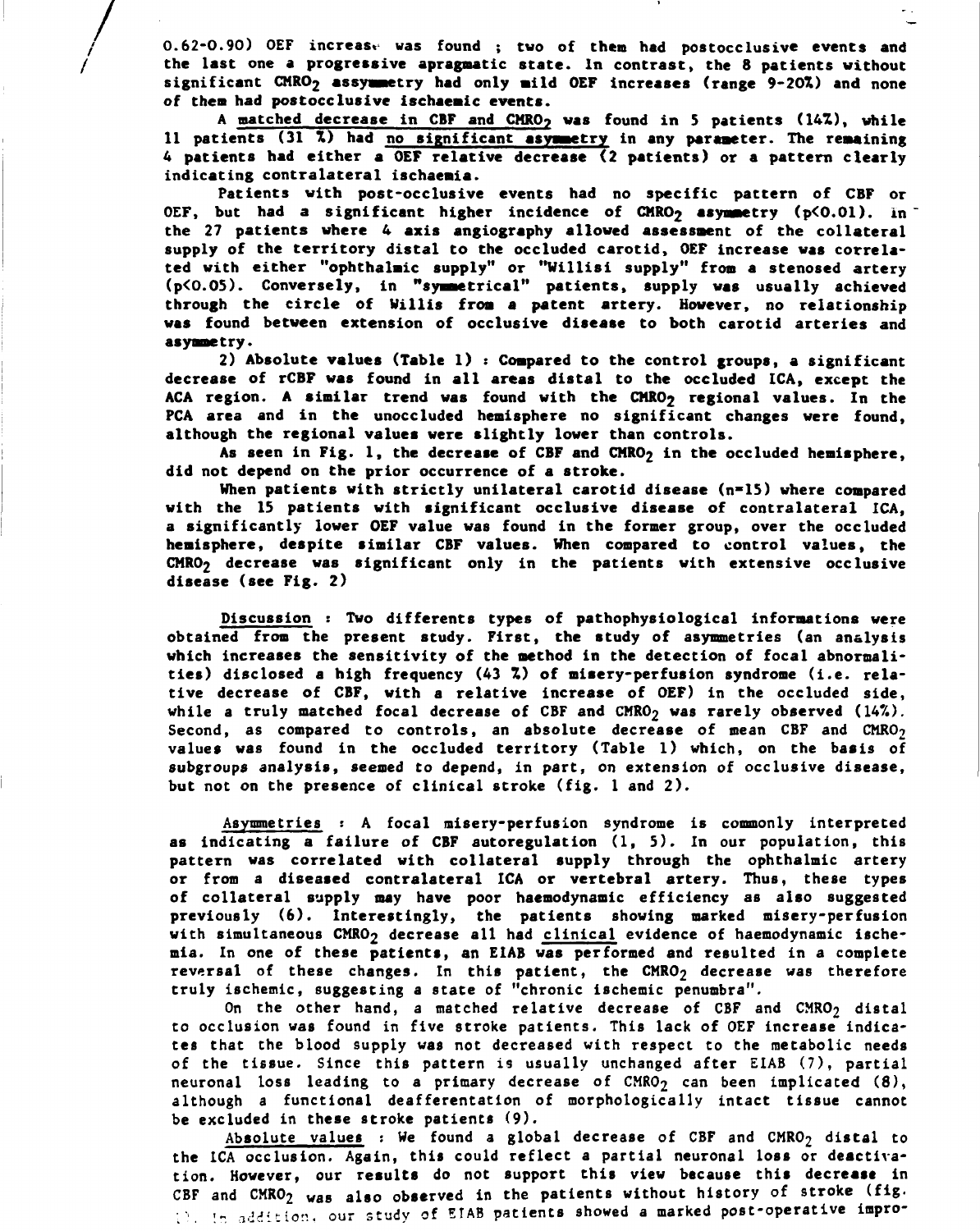0.62-0.90) OEF increase was found ; two of them had postocclusive events and the last one a progressive apragmatic state. In contrast, the 8 patients without significant $CMRO_2$ assymmetry had only mild OEF increases (range 9-20%) and none of them had postocclusive ischaemic events.

A matched decrease in CBF and $CMRO_2$ was found in 5 patients (14%), while 11 patients (31 %) had no significant asymmetry in any parameter. The remaining 4 patients had either a OEF relative decrease (2 patients) or a pattern clearly indicating contralateral ischaemia.

Patients with post-occlusive events had no specific pattern of CBF or OEF, but had a significant higher incidence of $CMRO_2$ asymmetry ($p<0.01$). In the 27 patients where 4 axis angiography allowed assessment of the collateral supply of the territory distal to the occluded carotid, OEF increase was correlated with either "ophthalmic supply" or "Willisi supply" from a stenosed artery ($p<0.05$). Conversely, in "symmetrical" patients, supply was usually achieved through the circle of Willis from a patent artery. However, no relationship was found between extension of occlusive disease to both carotid arteries and asymmetry.

2) **Absolute values (Table 1) :** Compared to the control groups, a significant decrease of rCBF was found in all areas distal to the occluded ICA, except the ACA region. A similar trend was found with the $CMRO_2$ regional values. In the PCA area and in the unoccluded hemisphere no significant changes were found, although the regional values were slightly lower than controls.

As seen in Fig. 1, the decrease of CBF and $CMRO_2$ in the occluded hemisphere, did not depend on the prior occurrence of a stroke.

When patients with strictly unilateral carotid disease (n=15) where compared with the 15 patients with significant occlusive disease of contralateral ICA, a significantly lower OEF value was found in the former group, over the occluded hemisphere, despite similar CBF values. When compared to control values, the $CMRO_2$ decrease was significant only in the patients with extensive occlusive disease (see Fig. 2)

Discussion : Two differents types of pathophysiological informations were obtained from the present study. First, the study of asymmetries (an analysis which increases the sensitivity of the method in the detection of focal abnormalities) disclosed a high frequency (43 %) of misery-perfusion syndrome (i.e. relative decrease of CBF, with a relative increase of OEF) in the occluded side, while a truly matched focal decrease of CBF and $CMRO_2$ was rarely observed (14%). Second, as compared to controls, an absolute decrease of mean CBF and $CMRO_2$ values was found in the occluded territory (Table 1) which, on the basis of subgroups analysis, seemed to depend, in part, on extension of occlusive disease, but not on the presence of clinical stroke (fig. 1 and 2).

Asymmetries : A focal misery-perfusion syndrome is commonly interpreted as indicating a failure of CBF autoregulation (1, 5). In our population, this pattern was correlated with collateral supply through the ophthalmic artery or from a diseased contralateral ICA or vertebral artery. Thus, these types of collateral supply may have poor haemodynamic efficiency as also suggested previously (6). Interestingly, the patients showing marked misery-perfusion with simultaneous $CMRO_2$ decrease all had clinical evidence of haemodynamic ischemia. In one of these patients, an EIAB was performed and resulted in a complete reversal of these changes. In this patient, the $CMRO_2$ decrease was therefore truly ischemic, suggesting a state of "chronic ischemic penumbra".

On the other hand, a matched relative decrease of CBF and $CMRO_2$ distal to occlusion was found in five stroke patients. This lack of OEF increase indicates that the blood supply was not decreased with respect to the metabolic needs of the tissue. Since this pattern is usually unchanged after EIAB (7), partial neuronal loss leading to a primary decrease of $CMRO_2$ can been implicated (8), although a functional deafferentation of morphologically intact tissue cannot be excluded in these stroke patients (9).

Absolute values : We found a global decrease of CBF and $CMRO_2$ distal to the ICA occlusion. Again, this could reflect a partial neuronal loss or deactivation. However, our results do not support this view because this decrease in CBF and $CMRO_2$ was also observed in the patients without history of stroke (fig. 1). In addition, our study of EIAB patients showed a marked post-operative impro-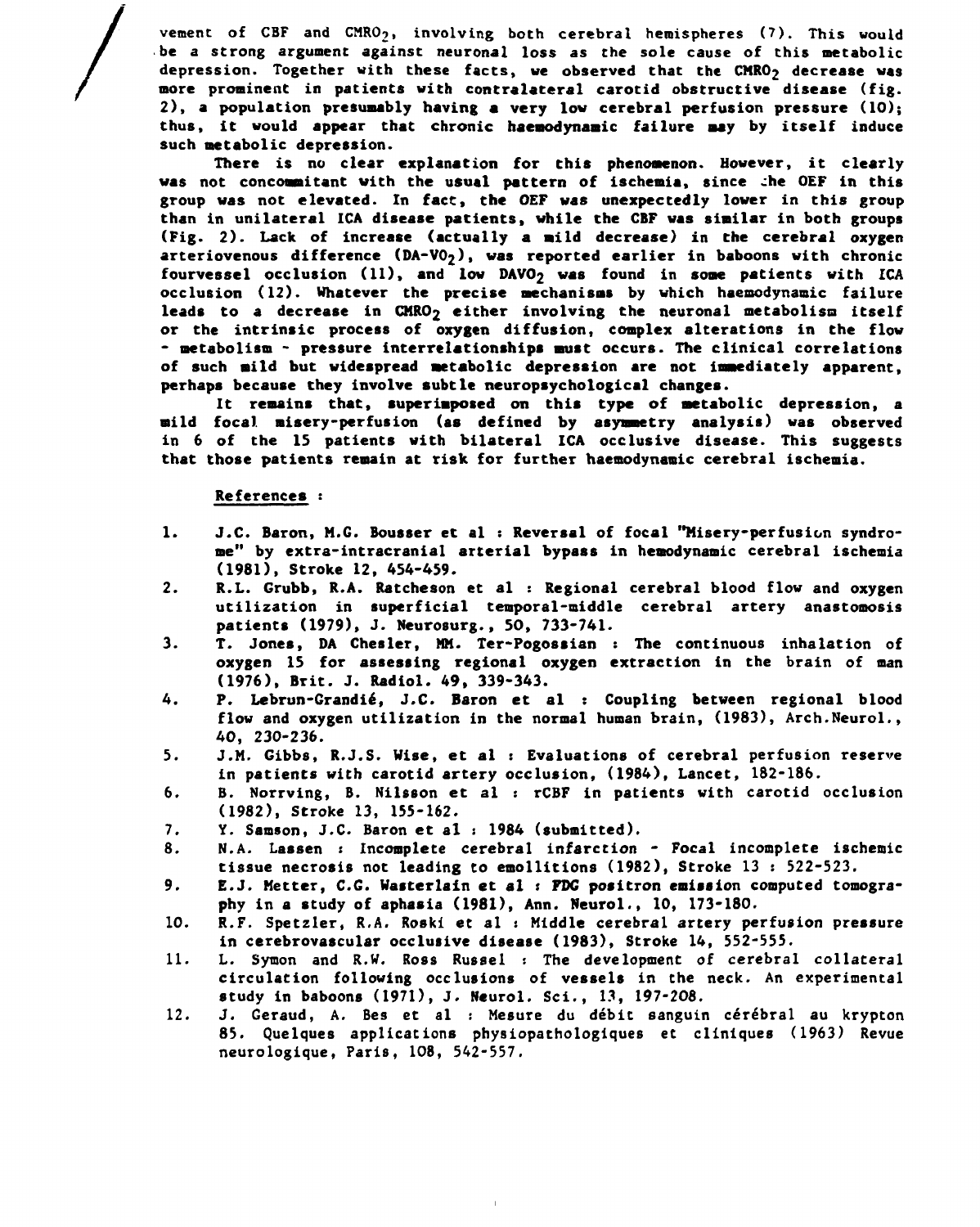vement of CBF and $CMRO_2$, involving both cerebral hemispheres (7). This would be a strong argument against neuronal loss as the sole cause of this metabolic depression. Together with these facts, we observed that the $CMRO_2$ decrease was more prominent in patients with contralateral carotid obstructive disease (fig. 2), a population presumably having a very low cerebral perfusion pressure (10); thus, it would appear that chronic haemodynamic failure may by itself induce such metabolic depression.

There is no clear explanation for this phenomenon. However, it clearly was not concommitant with the usual pattern of ischemia, since the OEF in this group was not elevated. In fact, the OEF was unexpectedly lower in this group than in unilateral ICA disease patients, while the CBF was similar in both groups (Fig. 2). Lack of increase (actually a mild decrease) in the cerebral oxygen arteriovenous difference ($DA-VO_2$), was reported earlier in baboons with chronic fourvessel occlusion (11), and low $DAVO_2$ was found in some patients with ICA occlusion (12). Whatever the precise mechanisms by which haemodynamic failure leads to a decrease in $CMRO_2$ either involving the neuronal metabolism itself or the intrinsic process of oxygen diffusion, complex alterations in the flow - metabolism - pressure interrelationships must occurs. The clinical correlations of such mild but widespread metabolic depression are not immediately apparent, perhaps because they involve subtle neuropsychological changes.

It remains that, superimposed on this type of metabolic depression, a mild focal misery-perfusion (as defined by asymmetry analysis) was observed in 6 of the 15 patients with bilateral ICA occlusive disease. This suggests that those patients remain at risk for further haemodynamic cerebral ischemia.

## References :

1. J.C. Baron, M.G. Bousser et al : Reversal of focal "Misery-perfusion syndrome" by extra-intracranial arterial bypass in hemodynamic cerebral ischemia (1981), Stroke 12, 454-459.
2. R.L. Grubb, R.A. Ratcheson et al : Regional cerebral blood flow and oxygen utilization in superficial temporal-middle cerebral artery anastomosis patients (1979), J. Neurosurg., 50, 733-741.
3. T. Jones, DA Chesler, MM. Ter-Pogossian : The continuous inhalation of oxygen 15 for assessing regional oxygen extraction in the brain of man (1976), Brit. J. Radiol. 49, 339-343.
4. P. Lebrun-Grandié, J.C. Baron et al : Coupling between regional blood flow and oxygen utilization in the normal human brain, (1983), Arch.Neurol., 40, 230-236.
5. J.M. Gibbs, R.J.S. Wise, et al : Evaluations of cerebral perfusion reserve in patients with carotid artery occlusion, (1984), Lancet, 182-186.
6. B. Norrving, B. Nilsson et al : rCBF in patients with carotid occlusion (1982), Stroke 13, 155-162.
7. Y. Samson, J.C. Baron et al : 1984 (submitted).
8. N.A. Lassen : Incomplete cerebral infarction - Focal incomplete ischemic tissue necrosis not leading to emollitions (1982), Stroke 13 : 522-523.
9. E.J. Metter, C.G. Wasterlain et al : FDG positron emission computed tomography in a study of aphasia (1981), Ann. Neurol., 10, 173-180.
10. R.F. Spetzler, R.A. Roski et al : Middle cerebral artery perfusion pressure in cerebrovascular occlusive disease (1983), Stroke 14, 552-555.
11. L. Symon and R.W. Ross Russel : The development of cerebral collateral circulation following occlusions of vessels in the neck. An experimental study in baboons (1971), J. Neurol. Sci., 13, 197-208.
12. J. Geraud, A. Bes et al : Mesure du débit sanguin cérébral au krypton 85. Quelques applications physiopathologiques et cliniques (1963) Revue neurologique, Paris, 108, 542-557.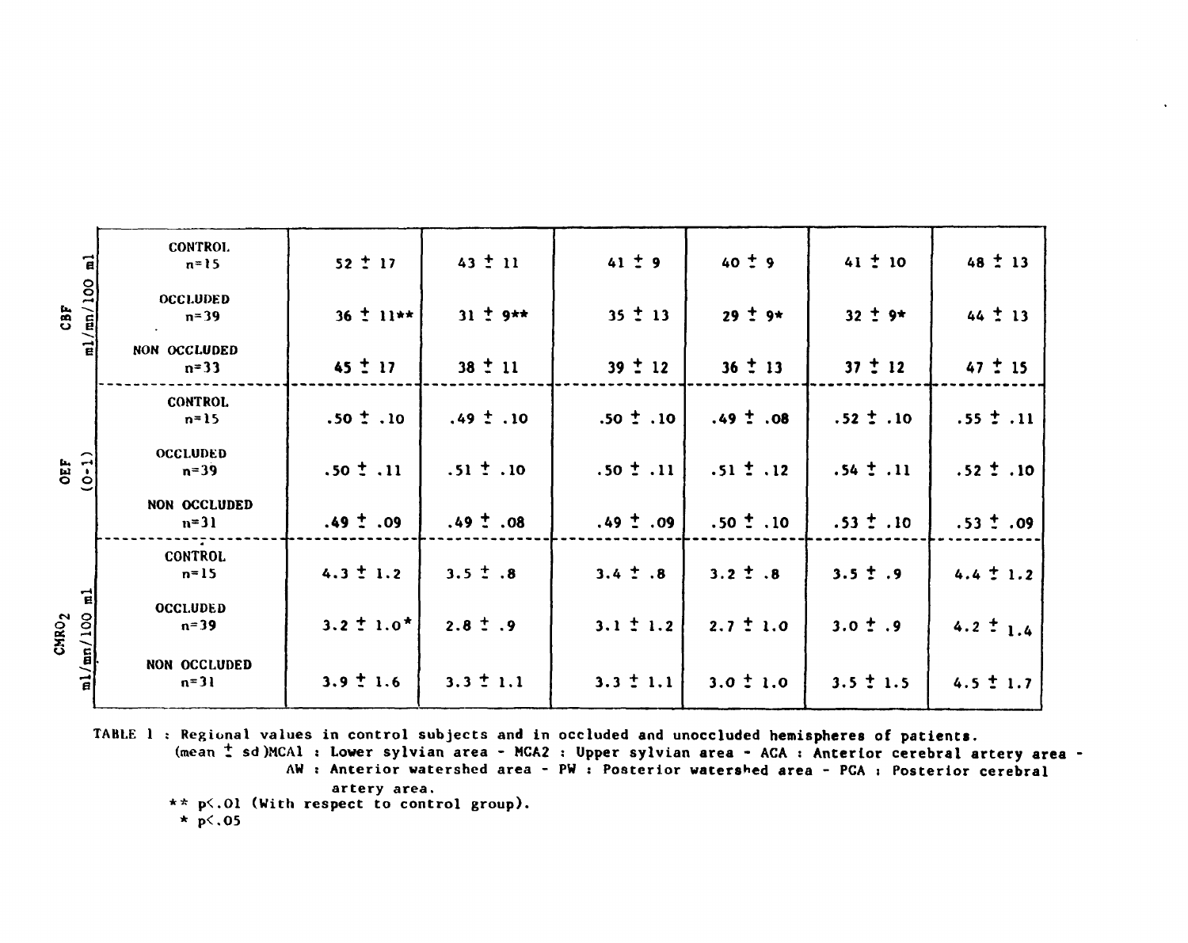| | | MCA1 | MCA2 | ACA | AW | PW | PCA |
|---|---|---|---|---|---|---|---|
| CBF ml/mn/100 ml | CONTROL n=15 | 52 ± 17 | 43 ± 11 | 41 ± 9 | 40 ± 9 | 41 ± 10 | 48 ± 13 |
| | OCCLUDED n=39 | 36 ± 11** | 31 ± 9** | 35 ± 13 | 29 ± 9* | 32 ± 9* | 44 ± 13 |
| | NON OCCLUDED n=33 | 45 ± 17 | 38 ± 11 | 39 ± 12 | 36 ± 13 | 37 ± 12 | 47 ± 15 |
| OEF (0-1) | CONTROL n=15 | .50 ± .10 | .49 ± .10 | .50 ± .10 | .49 ± .08 | .52 ± .10 | .55 ± .11 |
| | OCCLUDED n=39 | .50 ± .11 | .51 ± .10 | .50 ± .11 | .51 ± .12 | .54 ± .11 | .52 ± .10 |
| | NON OCCLUDED n=31 | .49 ± .09 | .49 ± .08 | .49 ± .09 | .50 ± .10 | .53 ± .10 | .53 ± .09 |
| $CMRO_2$ ml/mn/100 ml | CONTROL n=15 | 4.3 ± 1.2 | 3.5 ± .8 | 3.4 ± .8 | 3.2 ± .8 | 3.5 ± .9 | 4.4 ± 1.2 |
| | OCCLUDED n=39 | 3.2 ± 1.0* | 2.8 ± .9 | 3.1 ± 1.2 | 2.7 ± 1.0 | 3.0 ± .9 | 4.2 ± 1.4 |
| | NON OCCLUDED n=31 | 3.9 ± 1.6 | 3.3 ± 1.1 | 3.3 ± 1.1 | 3.0 ± 1.0 | 3.5 ± 1.5 | 4.5 ± 1.7 |

TABLE 1 : Regional values in control subjects and in occluded and unoccluded hemispheres of patients. (mean ± sd) MCA1 : Lower sylvian area - MCA2 : Upper sylvian area - ACA : Anterior cerebral artery area - AW : Anterior watershed area - PW : Posterior watershed area - PCA : Posterior cerebral artery area.

** $p < .01$ (With respect to control group).

* $p < .05$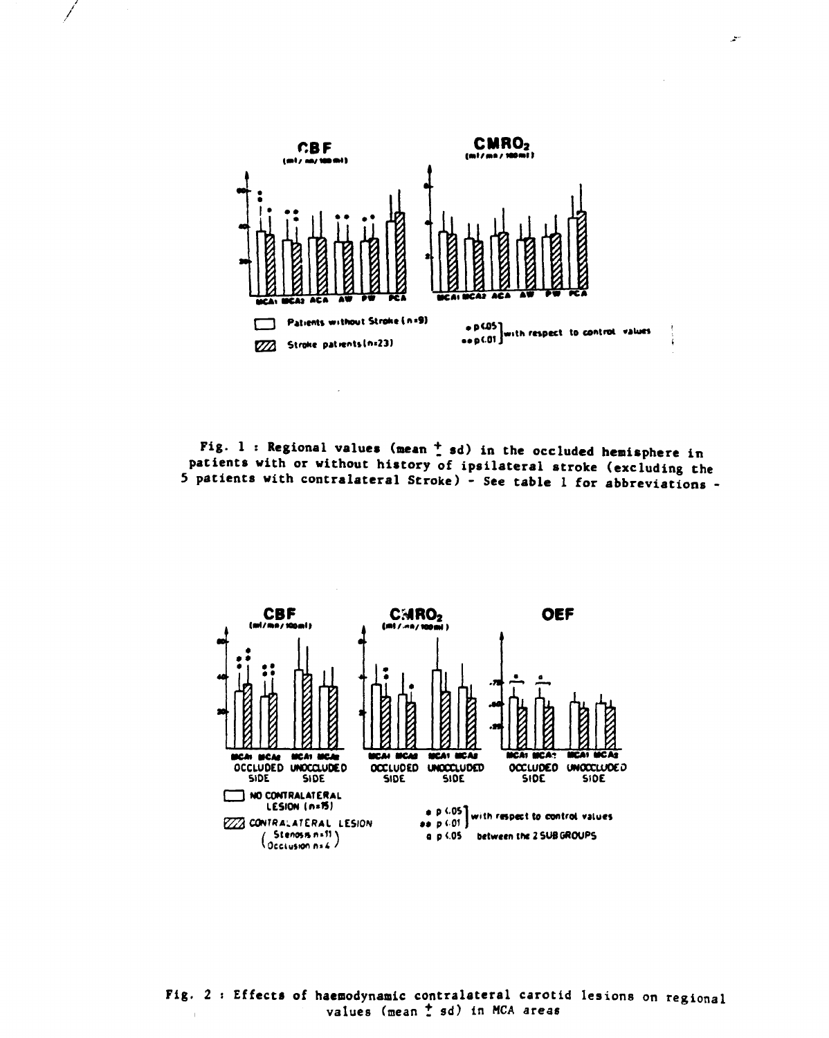Fig. 1 : Regional values (mean ± sd) in the occluded hemisphere in patients with or without history of ipsilateral stroke (excluding the 5 patients with contralateral Stroke) - See table 1 for abbreviations -

Fig. 2 : Effects of haemodynamic contralateral carotid lesions on regional values (mean ± sd) in MCA areas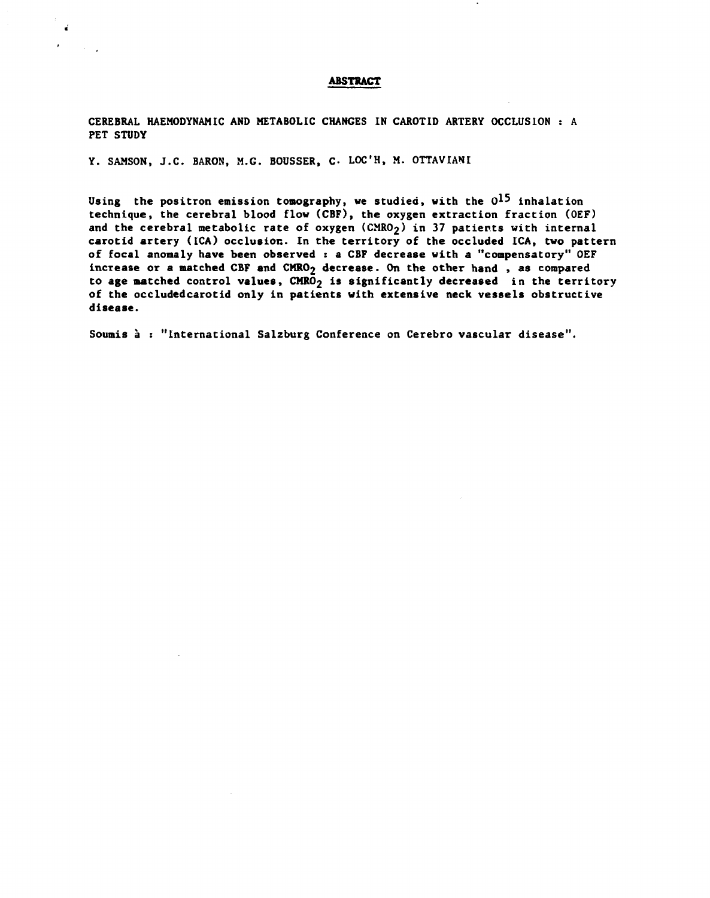## ABSTRACT

CEREBRAL HAEMODYNAMIC AND METABOLIC CHANGES IN CAROTID ARTERY OCCLUSION : A PET STUDY

Y. SAMSON, J.C. BARON, M.G. BOUSSER, C. LOC'H, M. OTTAVIANI

Using the positron emission tomography, we studied, with the $O^{15}$ inhalation technique, the cerebral blood flow (CBF), the oxygen extraction fraction (OEF) and the cerebral metabolic rate of oxygen ($CMRO_2$) in 37 patients with internal carotid artery (ICA) occlusion. In the territory of the occluded ICA, two pattern of focal anomaly have been observed : a CBF decrease with a "compensatory" OEF increase or a matched CBF and $CMRO_2$ decrease. On the other hand , as compared to age matched control values, $CMRO_2$ is significantly decreased in the territory of the occludedcarotid only in patients with extensive neck vessels obstructive disease.

Soumis à : "International Salzburg Conference on Cerebro vascular disease".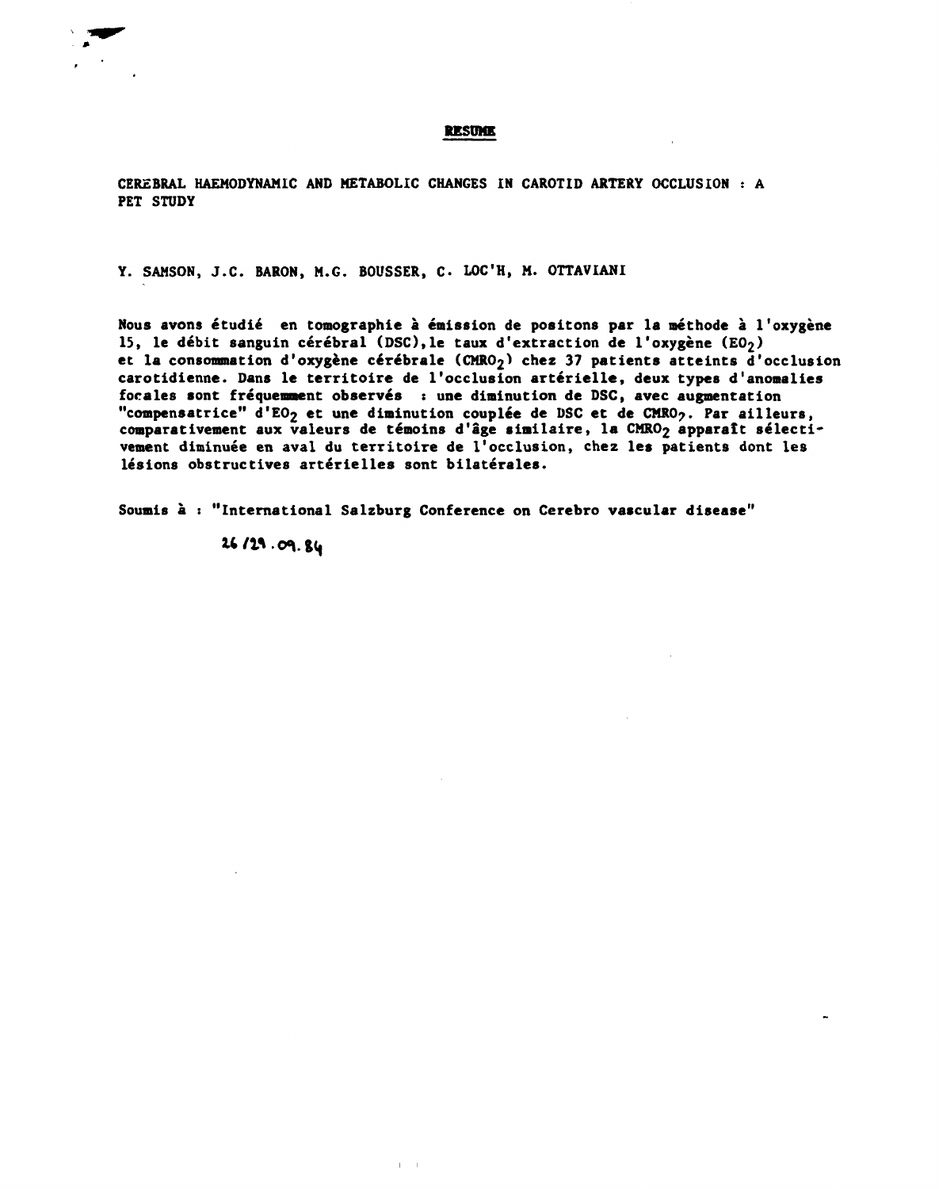## RESUME

CEREBRAL HAEMODYNAMIC AND METABOLIC CHANGES IN CAROTID ARTERY OCCLUSION : A PET STUDY

Y. SAMSON, J.C. BARON, M.G. BOUSSER, C. LOC'H, M. OTTAVIANI

Nous avons étudié en tomographie à émission de positons par la méthode à l'oxygène 15, le débit sanguin cérébral (DSC), le taux d'extraction de l'oxygène ($EO_2$) et la consommation d'oxygène cérébrale ($CMRO_2$) chez 37 patients atteints d'occlusion carotidienne. Dans le territoire de l'occlusion artérielle, deux types d'anomalies focales sont fréquemment observés : une diminution de DSC, avec augmentation "compensatrice" d'$EO_2$ et une diminution couplée de DSC et de $CMRO_2$. Par ailleurs, comparativement aux valeurs de témoins d'âge similaire, la $CMRO_2$ apparaît sélectivement diminuée en aval du territoire de l'occlusion, chez les patients dont les lésions obstructives artérielles sont bilatérales.

Soumis à : "International Salzburg Conference on Cerebro vascular disease"

26/29.09.84